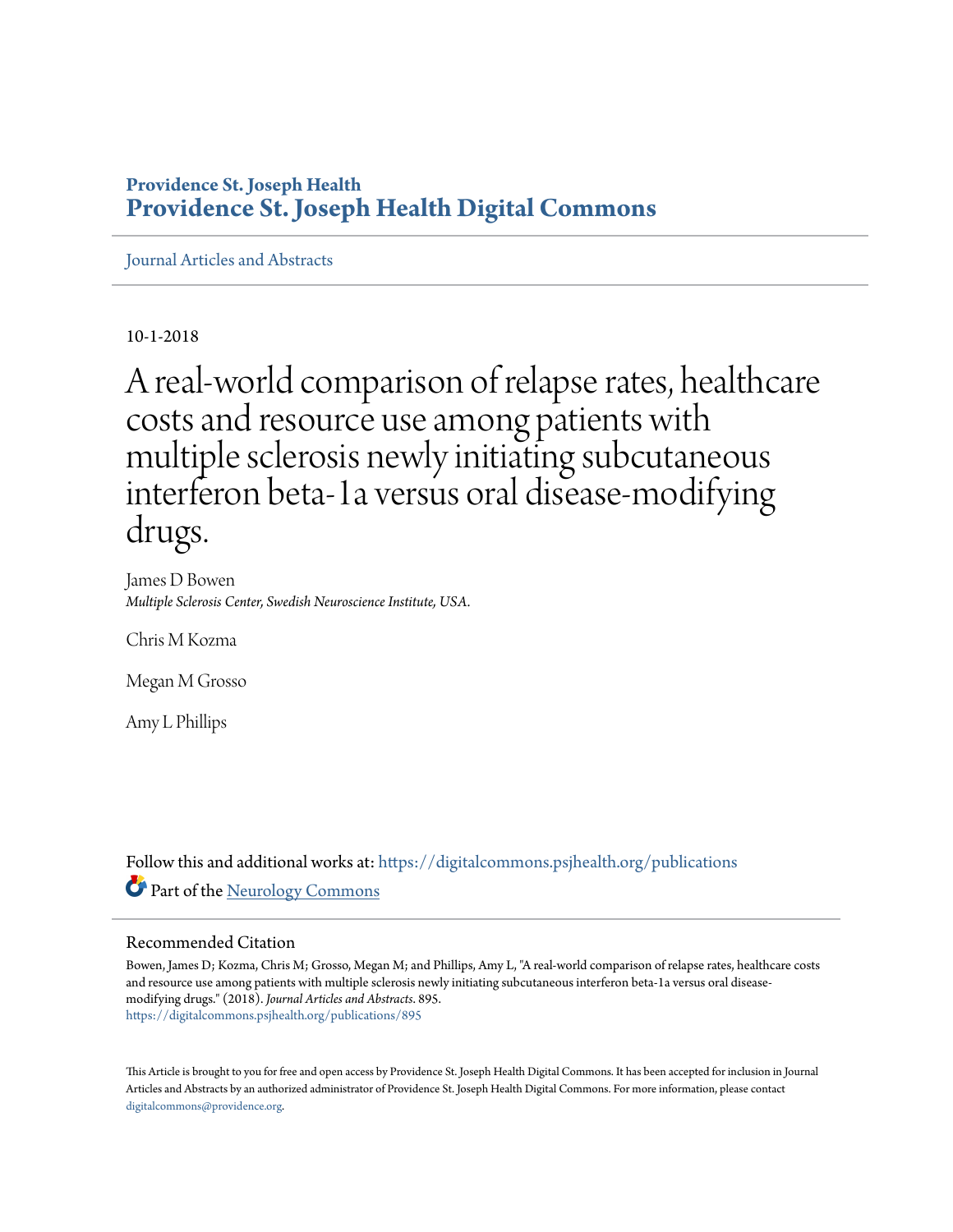**Providence St. Joseph Health**
# Providence St. Joseph Health Digital Commons

Journal Articles and Abstracts

10-1-2018

# A real-world comparison of relapse rates, healthcare costs and resource use among patients with multiple sclerosis newly initiating subcutaneous interferon beta-1a versus oral disease-modifying drugs.

James D Bowen
*Multiple Sclerosis Center, Swedish Neuroscience Institute, USA.*

Chris M Kozma

Megan M Grosso

Amy L Phillips

Follow this and additional works at: https://digitalcommons.psjhealth.org/publications

Part of the Neurology Commons

## Recommended Citation

Bowen, James D; Kozma, Chris M; Grosso, Megan M; and Phillips, Amy L, "A real-world comparison of relapse rates, healthcare costs and resource use among patients with multiple sclerosis newly initiating subcutaneous interferon beta-1a versus oral disease-modifying drugs." (2018). *Journal Articles and Abstracts*. 895.
https://digitalcommons.psjhealth.org/publications/895

This Article is brought to you for free and open access by Providence St. Joseph Health Digital Commons. It has been accepted for inclusion in Journal Articles and Abstracts by an authorized administrator of Providence St. Joseph Health Digital Commons. For more information, please contact digitalcommons@providence.org.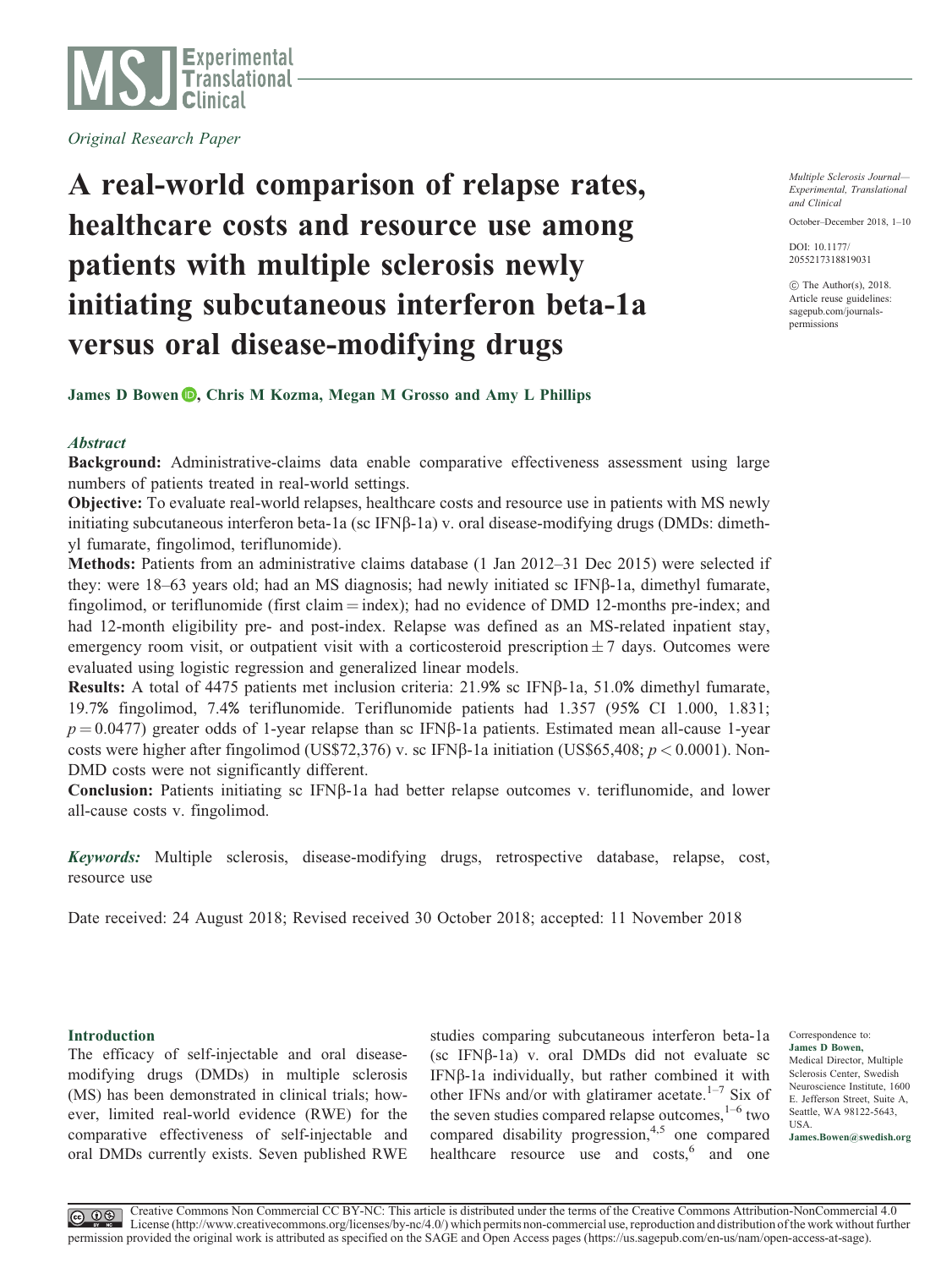*Original Research Paper*

# A real-world comparison of relapse rates, healthcare costs and resource use among patients with multiple sclerosis newly initiating subcutaneous interferon beta-1a versus oral disease-modifying drugs

Multiple Sclerosis Journal— Experimental, Translational and Clinical

October–December 2018, 1–10

DOI: 10.1177/2055217318819031

© The Author(s), 2018. Article reuse guidelines: sagepub.com/journals-permissions

**James D Bowen, Chris M Kozma, Megan M Grosso and Amy L Phillips**

## Abstract

**Background:** Administrative-claims data enable comparative effectiveness assessment using large numbers of patients treated in real-world settings.

**Objective:** To evaluate real-world relapses, healthcare costs and resource use in patients with MS newly initiating subcutaneous interferon beta-1a (sc IFNβ-1a) v. oral disease-modifying drugs (DMDs: dimethyl fumarate, fingolimod, teriflunomide).

**Methods:** Patients from an administrative claims database (1 Jan 2012–31 Dec 2015) were selected if they: were 18–63 years old; had an MS diagnosis; had newly initiated sc IFNβ-1a, dimethyl fumarate, fingolimod, or teriflunomide (first claim = index); had no evidence of DMD 12-months pre-index; and had 12-month eligibility pre- and post-index. Relapse was defined as an MS-related inpatient stay, emergency room visit, or outpatient visit with a corticosteroid prescription ± 7 days. Outcomes were evaluated using logistic regression and generalized linear models.

**Results:** A total of 4475 patients met inclusion criteria: 21.9% sc IFNβ-1a, 51.0% dimethyl fumarate, 19.7% fingolimod, 7.4% teriflunomide. Teriflunomide patients had 1.357 (95% CI 1.000, 1.831; $p = 0.0477$) greater odds of 1-year relapse than sc IFNβ-1a patients. Estimated mean all-cause 1-year costs were higher after fingolimod (US$72,376) v. sc IFNβ-1a initiation (US$65,408; $p < 0.0001$). Non-DMD costs were not significantly different.

**Conclusion:** Patients initiating sc IFNβ-1a had better relapse outcomes v. teriflunomide, and lower all-cause costs v. fingolimod.

***Keywords:*** Multiple sclerosis, disease-modifying drugs, retrospective database, relapse, cost, resource use

Date received: 24 August 2018; Revised received 30 October 2018; accepted: 11 November 2018

## Introduction

The efficacy of self-injectable and oral disease-modifying drugs (DMDs) in multiple sclerosis (MS) has been demonstrated in clinical trials; however, limited real-world evidence (RWE) for the comparative effectiveness of self-injectable and oral DMDs currently exists. Seven published RWE studies comparing subcutaneous interferon beta-1a (sc IFNβ-1a) v. oral DMDs did not evaluate sc IFNβ-1a individually, but rather combined it with other IFNs and/or with glatiramer acetate.[1–7] Six of the seven studies compared relapse outcomes,[1–6] two compared disability progression,[4,5] one compared healthcare resource use and costs,[6] and one

Correspondence to: **James D Bowen,** Medical Director, Multiple Sclerosis Center, Swedish Neuroscience Institute, 1600 E. Jefferson Street, Suite A, Seattle, WA 98122-5643, USA. **James.Bowen@swedish.org**

Creative Commons Non Commercial CC BY-NC: This article is distributed under the terms of the Creative Commons Attribution-NonCommercial 4.0 License (http://www.creativecommons.org/licenses/by-nc/4.0/) which permits non-commercial use, reproduction and distribution of the work without further permission provided the original work is attributed as specified on the SAGE and Open Access pages (https://us.sagepub.com/en-us/nam/open-access-at-sage).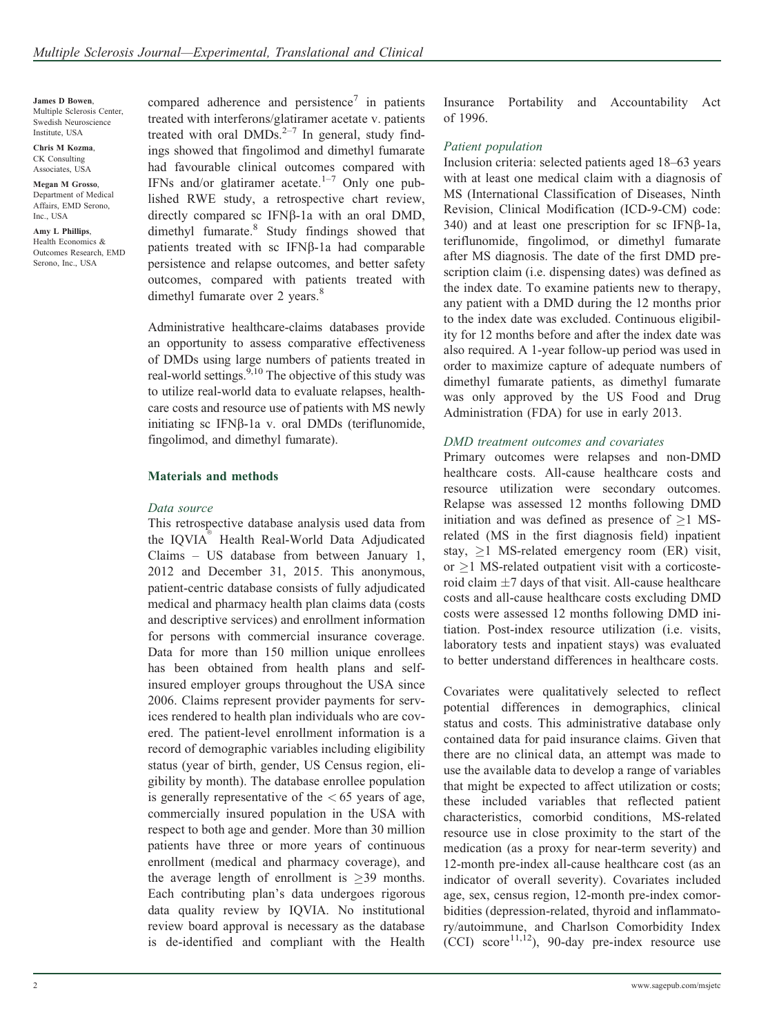**James D Bowen**,
Multiple Sclerosis Center, Swedish Neuroscience Institute, USA

**Chris M Kozma**,
CK Consulting Associates, USA

**Megan M Grosso**,
Department of Medical Affairs, EMD Serono, Inc., USA

**Amy L Phillips**,
Health Economics & Outcomes Research, EMD Serono, Inc., USA

compared adherence and persistence[7] in patients treated with interferons/glatiramer acetate v. patients treated with oral DMDs.[2–7] In general, study findings showed that fingolimod and dimethyl fumarate had favourable clinical outcomes compared with IFNs and/or glatiramer acetate.[1–7] Only one published RWE study, a retrospective chart review, directly compared sc IFNβ-1a with an oral DMD, dimethyl fumarate.[8] Study findings showed that patients treated with sc IFNβ-1a had comparable persistence and relapse outcomes, and better safety outcomes, compared with patients treated with dimethyl fumarate over 2 years.[8]

Administrative healthcare-claims databases provide an opportunity to assess comparative effectiveness of DMDs using large numbers of patients treated in real-world settings.[9,10] The objective of this study was to utilize real-world data to evaluate relapses, healthcare costs and resource use of patients with MS newly initiating sc IFNβ-1a v. oral DMDs (teriflunomide, fingolimod, and dimethyl fumarate).

## Materials and methods

### *Data source*

This retrospective database analysis used data from the IQVIA® Health Real-World Data Adjudicated Claims – US database from between January 1, 2012 and December 31, 2015. This anonymous, patient-centric database consists of fully adjudicated medical and pharmacy health plan claims data (costs and descriptive services) and enrollment information for persons with commercial insurance coverage. Data for more than 150 million unique enrollees has been obtained from health plans and self-insured employer groups throughout the USA since 2006. Claims represent provider payments for services rendered to health plan individuals who are covered. The patient-level enrollment information is a record of demographic variables including eligibility status (year of birth, gender, US Census region, eligibility by month). The database enrollee population is generally representative of the < 65 years of age, commercially insured population in the USA with respect to both age and gender. More than 30 million patients have three or more years of continuous enrollment (medical and pharmacy coverage), and the average length of enrollment is ≥39 months. Each contributing plan's data undergoes rigorous data quality review by IQVIA. No institutional review board approval is necessary as the database is de-identified and compliant with the Health Insurance Portability and Accountability Act of 1996.

### *Patient population*

Inclusion criteria: selected patients aged 18–63 years with at least one medical claim with a diagnosis of MS (International Classification of Diseases, Ninth Revision, Clinical Modification (ICD-9-CM) code: 340) and at least one prescription for sc IFNβ-1a, teriflunomide, fingolimod, or dimethyl fumarate after MS diagnosis. The date of the first DMD prescription claim (i.e. dispensing dates) was defined as the index date. To examine patients new to therapy, any patient with a DMD during the 12 months prior to the index date was excluded. Continuous eligibility for 12 months before and after the index date was also required. A 1-year follow-up period was used in order to maximize capture of adequate numbers of dimethyl fumarate patients, as dimethyl fumarate was only approved by the US Food and Drug Administration (FDA) for use in early 2013.

### *DMD treatment outcomes and covariates*

Primary outcomes were relapses and non-DMD healthcare costs. All-cause healthcare costs and resource utilization were secondary outcomes. Relapse was assessed 12 months following DMD initiation and was defined as presence of ≥1 MS-related (MS in the first diagnosis field) inpatient stay, ≥1 MS-related emergency room (ER) visit, or ≥1 MS-related outpatient visit with a corticosteroid claim ±7 days of that visit. All-cause healthcare costs and all-cause healthcare costs excluding DMD costs were assessed 12 months following DMD initiation. Post-index resource utilization (i.e. visits, laboratory tests and inpatient stays) was evaluated to better understand differences in healthcare costs.

Covariates were qualitatively selected to reflect potential differences in demographics, clinical status and costs. This administrative database only contained data for paid insurance claims. Given that there are no clinical data, an attempt was made to use the available data to develop a range of variables that might be expected to affect utilization or costs; these included variables that reflected patient characteristics, comorbid conditions, MS-related resource use in close proximity to the start of the medication (as a proxy for near-term severity) and 12-month pre-index all-cause healthcare cost (as an indicator of overall severity). Covariates included age, sex, census region, 12-month pre-index comorbidities (depression-related, thyroid and inflammatory/autoimmune, and Charlson Comorbidity Index (CCI) score[11,12]), 90-day pre-index resource use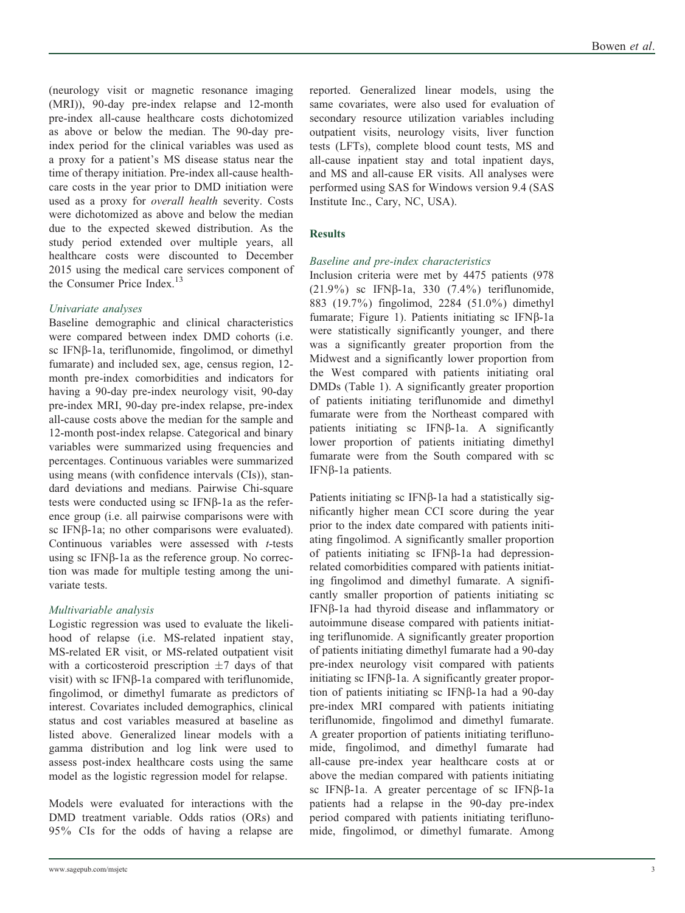(neurology visit or magnetic resonance imaging (MRI)), 90-day pre-index relapse and 12-month pre-index all-cause healthcare costs dichotomized as above or below the median. The 90-day pre-index period for the clinical variables was used as a proxy for a patient's MS disease status near the time of therapy initiation. Pre-index all-cause healthcare costs in the year prior to DMD initiation were used as a proxy for *overall health* severity. Costs were dichotomized as above and below the median due to the expected skewed distribution. As the study period extended over multiple years, all healthcare costs were discounted to December 2015 using the medical care services component of the Consumer Price Index.[13]

### *Univariate analyses*

Baseline demographic and clinical characteristics were compared between index DMD cohorts (i.e. sc IFNβ-1a, teriflunomide, fingolimod, or dimethyl fumarate) and included sex, age, census region, 12-month pre-index comorbidities and indicators for having a 90-day pre-index neurology visit, 90-day pre-index MRI, 90-day pre-index relapse, pre-index all-cause costs above the median for the sample and 12-month post-index relapse. Categorical and binary variables were summarized using frequencies and percentages. Continuous variables were summarized using means (with confidence intervals (CIs)), standard deviations and medians. Pairwise Chi-square tests were conducted using sc IFNβ-1a as the reference group (i.e. all pairwise comparisons were with sc IFNβ-1a; no other comparisons were evaluated). Continuous variables were assessed with *t*-tests using sc IFNβ-1a as the reference group. No correction was made for multiple testing among the univariate tests.

### *Multivariable analysis*

Logistic regression was used to evaluate the likelihood of relapse (i.e. MS-related inpatient stay, MS-related ER visit, or MS-related outpatient visit with a corticosteroid prescription $\pm 7$ days of that visit) with sc IFNβ-1a compared with teriflunomide, fingolimod, or dimethyl fumarate as predictors of interest. Covariates included demographics, clinical status and cost variables measured at baseline as listed above. Generalized linear models with a gamma distribution and log link were used to assess post-index healthcare costs using the same model as the logistic regression model for relapse.

Models were evaluated for interactions with the DMD treatment variable. Odds ratios (ORs) and 95% CIs for the odds of having a relapse are reported. Generalized linear models, using the same covariates, were also used for evaluation of secondary resource utilization variables including outpatient visits, neurology visits, liver function tests (LFTs), complete blood count tests, MS and all-cause inpatient stay and total inpatient days, and MS and all-cause ER visits. All analyses were performed using SAS for Windows version 9.4 (SAS Institute Inc., Cary, NC, USA).

## Results

### *Baseline and pre-index characteristics*

Inclusion criteria were met by 4475 patients (978 (21.9%) sc IFNβ-1a, 330 (7.4%) teriflunomide, 883 (19.7%) fingolimod, 2284 (51.0%) dimethyl fumarate; Figure 1). Patients initiating sc IFNβ-1a were statistically significantly younger, and there was a significantly greater proportion from the Midwest and a significantly lower proportion from the West compared with patients initiating oral DMDs (Table 1). A significantly greater proportion of patients initiating teriflunomide and dimethyl fumarate were from the Northeast compared with patients initiating sc IFNβ-1a. A significantly lower proportion of patients initiating dimethyl fumarate were from the South compared with sc IFNβ-1a patients.

Patients initiating sc IFNβ-1a had a statistically significantly higher mean CCI score during the year prior to the index date compared with patients initiating fingolimod. A significantly smaller proportion of patients initiating sc IFNβ-1a had depression-related comorbidities compared with patients initiating fingolimod and dimethyl fumarate. A significantly smaller proportion of patients initiating sc IFNβ-1a had thyroid disease and inflammatory or autoimmune disease compared with patients initiating teriflunomide. A significantly greater proportion of patients initiating dimethyl fumarate had a 90-day pre-index neurology visit compared with patients initiating sc IFNβ-1a. A significantly greater proportion of patients initiating sc IFNβ-1a had a 90-day pre-index MRI compared with patients initiating teriflunomide, fingolimod and dimethyl fumarate. A greater proportion of patients initiating teriflunomide, fingolimod, and dimethyl fumarate had all-cause pre-index year healthcare costs at or above the median compared with patients initiating sc IFNβ-1a. A greater percentage of sc IFNβ-1a patients had a relapse in the 90-day pre-index period compared with patients initiating teriflunomide, fingolimod, or dimethyl fumarate. Among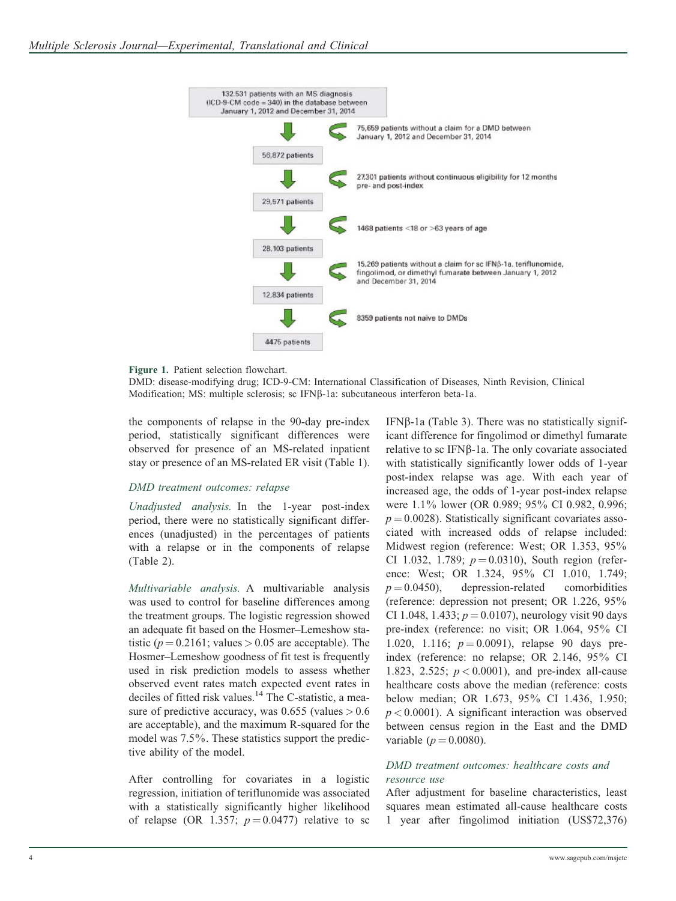132,531 patients with an MS diagnosis (ICD-9-CM code = 340) in the database between January 1, 2012 and December 31, 2014

→ 75,659 patients without a claim for a DMD between January 1, 2012 and December 31, 2014

56,872 patients

→ 27,301 patients without continuous eligibility for 12 months pre- and post-index

29,571 patients

→ 1468 patients <18 or >63 years of age

28,103 patients

→ 15,269 patients without a claim for sc IFNβ-1a, teriflunomide, fingolimod, or dimethyl fumarate between January 1, 2012 and December 31, 2014

12,834 patients

→ 8359 patients not naive to DMDs

4475 patients

**Figure 1.** Patient selection flowchart.
DMD: disease-modifying drug; ICD-9-CM: International Classification of Diseases, Ninth Revision, Clinical Modification; MS: multiple sclerosis; sc IFNβ-1a: subcutaneous interferon beta-1a.

the components of relapse in the 90-day pre-index period, statistically significant differences were observed for presence of an MS-related inpatient stay or presence of an MS-related ER visit (Table 1).

### *DMD treatment outcomes: relapse*

*Unadjusted analysis.* In the 1-year post-index period, there were no statistically significant differences (unadjusted) in the percentages of patients with a relapse or in the components of relapse (Table 2).

*Multivariable analysis.* A multivariable analysis was used to control for baseline differences among the treatment groups. The logistic regression showed an adequate fit based on the Hosmer–Lemeshow statistic ($p = 0.2161$; values $> 0.05$ are acceptable). The Hosmer–Lemeshow goodness of fit test is frequently used in risk prediction models to assess whether observed event rates match expected event rates in deciles of fitted risk values.[14] The C-statistic, a measure of predictive accuracy, was 0.655 (values $> 0.6$ are acceptable), and the maximum R-squared for the model was 7.5%. These statistics support the predictive ability of the model.

After controlling for covariates in a logistic regression, initiation of teriflunomide was associated with a statistically significantly higher likelihood of relapse (OR 1.357; $p = 0.0477$) relative to sc IFNβ-1a (Table 3). There was no statistically significant difference for fingolimod or dimethyl fumarate relative to sc IFNβ-1a. The only covariate associated with statistically significantly lower odds of 1-year post-index relapse was age. With each year of increased age, the odds of 1-year post-index relapse were 1.1% lower (OR 0.989; 95% CI 0.982, 0.996; $p = 0.0028$). Statistically significant covariates associated with increased odds of relapse included: Midwest region (reference: West; OR 1.353, 95% CI 1.032, 1.789; $p = 0.0310$), South region (reference: West; OR 1.324, 95% CI 1.010, 1.749; $p = 0.0450$), depression-related comorbidities (reference: depression not present; OR 1.226, 95% CI 1.048, 1.433; $p = 0.0107$), neurology visit 90 days pre-index (reference: no visit; OR 1.064, 95% CI 1.020, 1.116; $p = 0.0091$), relapse 90 days pre-index (reference: no relapse; OR 2.146, 95% CI 1.823, 2.525; $p < 0.0001$), and pre-index all-cause healthcare costs above the median (reference: costs below median; OR 1.673, 95% CI 1.436, 1.950; $p < 0.0001$). A significant interaction was observed between census region in the East and the DMD variable ($p = 0.0080$).

### *DMD treatment outcomes: healthcare costs and resource use*

After adjustment for baseline characteristics, least squares mean estimated all-cause healthcare costs 1 year after fingolimod initiation (US$72,376)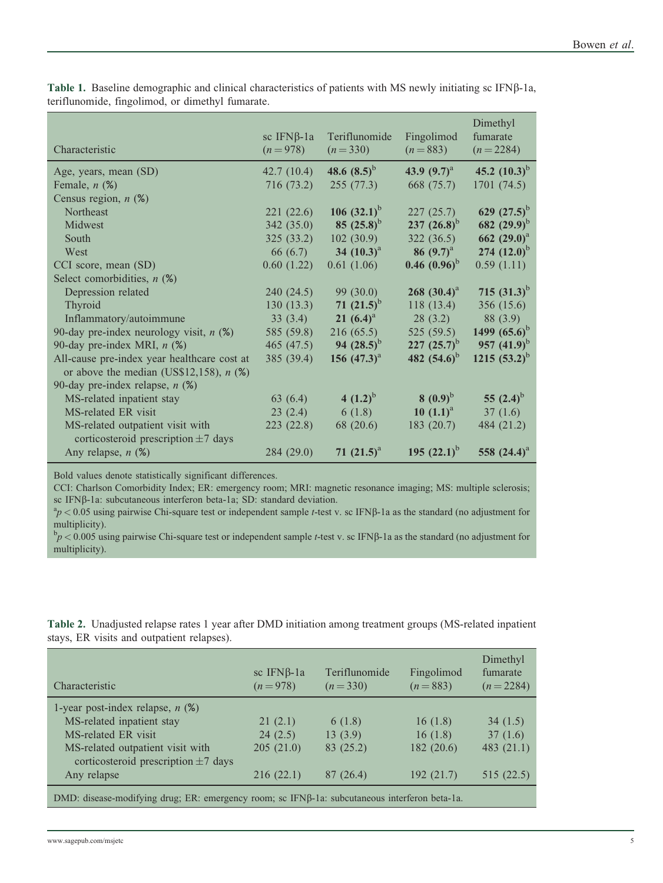**Table 1.** Baseline demographic and clinical characteristics of patients with MS newly initiating sc IFNβ-1a, teriflunomide, fingolimod, or dimethyl fumarate.

| Characteristic | sc IFNβ-1a ($n = 978$) | Teriflunomide ($n = 330$) | Fingolimod ($n = 883$) | Dimethyl fumarate ($n = 2284$) |
|---|---|---|---|---|
| Age, years, mean (SD) | 42.7 (10.4) | **48.6 (8.5)**[b] | **43.9 (9.7)**[a] | **45.2 (10.3)**[b] |
| Female, *n* (%) | 716 (73.2) | 255 (77.3) | 668 (75.7) | 1701 (74.5) |
| Census region, *n* (%) | | | | |
| Northeast | 221 (22.6) | **106 (32.1)**[b] | 227 (25.7) | **629 (27.5)**[b] |
| Midwest | 342 (35.0) | **85 (25.8)**[b] | **237 (26.8)**[b] | **682 (29.9)**[b] |
| South | 325 (33.2) | 102 (30.9) | 322 (36.5) | **662 (29.0)**[a] |
| West | 66 (6.7) | **34 (10.3)**[a] | **86 (9.7)**[a] | **274 (12.0)**[b] |
| CCI score, mean (SD) | 0.60 (1.22) | 0.61 (1.06) | **0.46 (0.96)**[b] | 0.59 (1.11) |
| Select comorbidities, *n* (%) | | | | |
| Depression related | 240 (24.5) | 99 (30.0) | **268 (30.4)**[a] | **715 (31.3)**[b] |
| Thyroid | 130 (13.3) | **71 (21.5)**[b] | 118 (13.4) | 356 (15.6) |
| Inflammatory/autoimmune | 33 (3.4) | **21 (6.4)**[a] | 28 (3.2) | 88 (3.9) |
| 90-day pre-index neurology visit, *n* (%) | 585 (59.8) | 216 (65.5) | 525 (59.5) | **1499 (65.6)**[b] |
| 90-day pre-index MRI, *n* (%) | 465 (47.5) | **94 (28.5)**[b] | **227 (25.7)**[b] | **957 (41.9)**[b] |
| All-cause pre-index year healthcare cost at or above the median (US$12,158), *n* (%) | 385 (39.4) | **156 (47.3)**[a] | **482 (54.6)**[b] | **1215 (53.2)**[b] |
| 90-day pre-index relapse, *n* (%) | | | | |
| MS-related inpatient stay | 63 (6.4) | **4 (1.2)**[b] | **8 (0.9)**[b] | **55 (2.4)**[b] |
| MS-related ER visit | 23 (2.4) | 6 (1.8) | **10 (1.1)**[a] | 37 (1.6) |
| MS-related outpatient visit with corticosteroid prescription ±7 days | 223 (22.8) | 68 (20.6) | 183 (20.7) | 484 (21.2) |
| Any relapse, *n* (%) | 284 (29.0) | **71 (21.5)**[a] | **195 (22.1)**[b] | **558 (24.4)**[a] |

Bold values denote statistically significant differences.

CCI: Charlson Comorbidity Index; ER: emergency room; MRI: magnetic resonance imaging; MS: multiple sclerosis; sc IFNβ-1a: subcutaneous interferon beta-1a; SD: standard deviation.

[a] $p < 0.05$ using pairwise Chi-square test or independent sample *t*-test v. sc IFNβ-1a as the standard (no adjustment for multiplicity).

[b] $p < 0.005$ using pairwise Chi-square test or independent sample *t*-test v. sc IFNβ-1a as the standard (no adjustment for multiplicity).

**Table 2.** Unadjusted relapse rates 1 year after DMD initiation among treatment groups (MS-related inpatient stays, ER visits and outpatient relapses).

| Characteristic | sc IFNβ-1a ($n = 978$) | Teriflunomide ($n = 330$) | Fingolimod ($n = 883$) | Dimethyl fumarate ($n = 2284$) |
|---|---|---|---|---|
| 1-year post-index relapse, *n* (%) | | | | |
| MS-related inpatient stay | 21 (2.1) | 6 (1.8) | 16 (1.8) | 34 (1.5) |
| MS-related ER visit | 24 (2.5) | 13 (3.9) | 16 (1.8) | 37 (1.6) |
| MS-related outpatient visit with corticosteroid prescription ±7 days | 205 (21.0) | 83 (25.2) | 182 (20.6) | 483 (21.1) |
| Any relapse | 216 (22.1) | 87 (26.4) | 192 (21.7) | 515 (22.5) |

DMD: disease-modifying drug; ER: emergency room; sc IFNβ-1a: subcutaneous interferon beta-1a.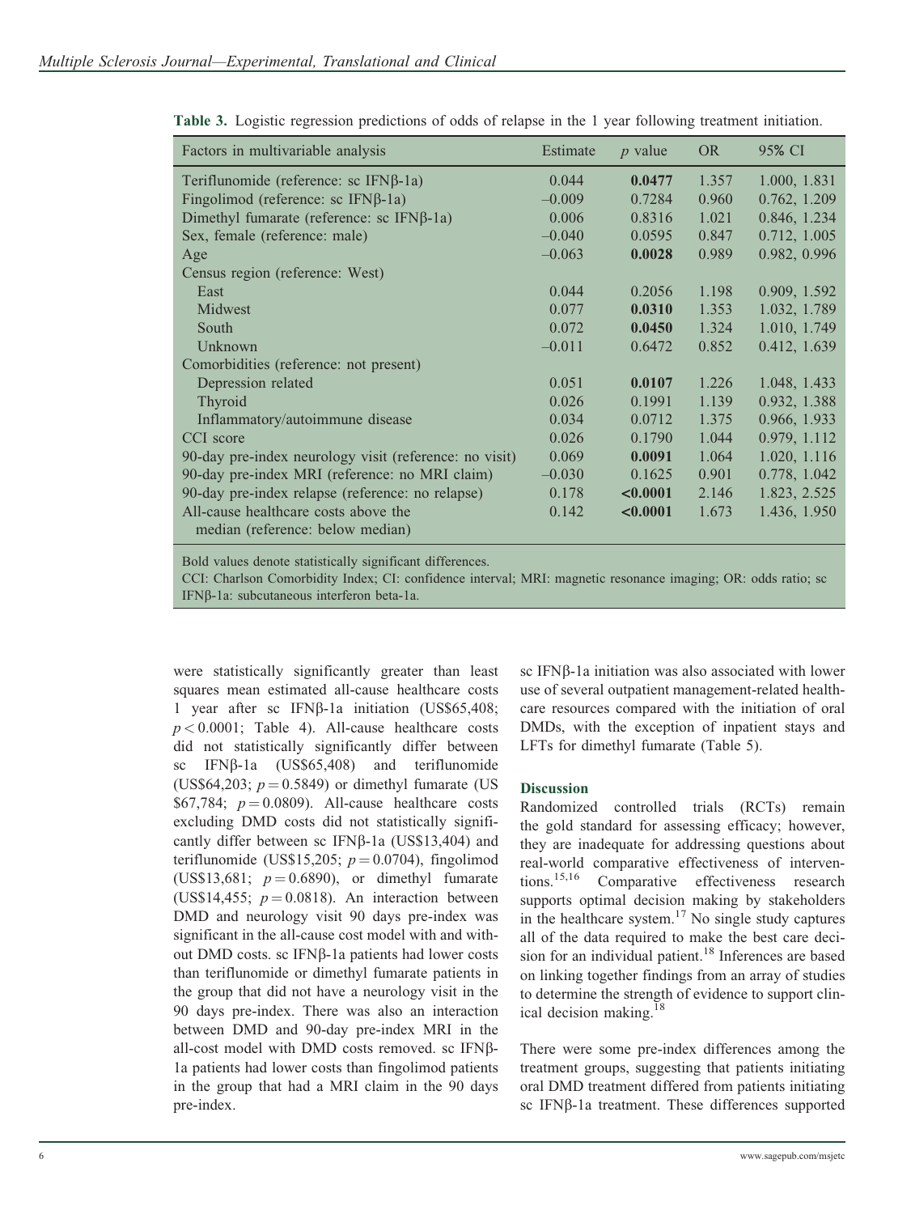**Table 3.** Logistic regression predictions of odds of relapse in the 1 year following treatment initiation.

| Factors in multivariable analysis | Estimate | $p$ value | OR | 95% CI |
|---|---|---|---|---|
| Teriflunomide (reference: sc IFNβ-1a) | 0.044 | **0.0477** | 1.357 | 1.000, 1.831 |
| Fingolimod (reference: sc IFNβ-1a) | −0.009 | 0.7284 | 0.960 | 0.762, 1.209 |
| Dimethyl fumarate (reference: sc IFNβ-1a) | 0.006 | 0.8316 | 1.021 | 0.846, 1.234 |
| Sex, female (reference: male) | −0.040 | 0.0595 | 0.847 | 0.712, 1.005 |
| Age | −0.063 | **0.0028** | 0.989 | 0.982, 0.996 |
| Census region (reference: West) | | | | |
| East | 0.044 | 0.2056 | 1.198 | 0.909, 1.592 |
| Midwest | 0.077 | **0.0310** | 1.353 | 1.032, 1.789 |
| South | 0.072 | **0.0450** | 1.324 | 1.010, 1.749 |
| Unknown | −0.011 | 0.6472 | 0.852 | 0.412, 1.639 |
| Comorbidities (reference: not present) | | | | |
| Depression related | 0.051 | **0.0107** | 1.226 | 1.048, 1.433 |
| Thyroid | 0.026 | 0.1991 | 1.139 | 0.932, 1.388 |
| Inflammatory/autoimmune disease | 0.034 | 0.0712 | 1.375 | 0.966, 1.933 |
| CCI score | 0.026 | 0.1790 | 1.044 | 0.979, 1.112 |
| 90-day pre-index neurology visit (reference: no visit) | 0.069 | **0.0091** | 1.064 | 1.020, 1.116 |
| 90-day pre-index MRI (reference: no MRI claim) | −0.030 | 0.1625 | 0.901 | 0.778, 1.042 |
| 90-day pre-index relapse (reference: no relapse) | 0.178 | **<0.0001** | 2.146 | 1.823, 2.525 |
| All-cause healthcare costs above the median (reference: below median) | 0.142 | **<0.0001** | 1.673 | 1.436, 1.950 |

Bold values denote statistically significant differences.

CCI: Charlson Comorbidity Index; CI: confidence interval; MRI: magnetic resonance imaging; OR: odds ratio; sc IFNβ-1a: subcutaneous interferon beta-1a.

were statistically significantly greater than least squares mean estimated all-cause healthcare costs 1 year after sc IFNβ-1a initiation (US$65,408; $p < 0.0001$; Table 4). All-cause healthcare costs did not statistically significantly differ between sc IFNβ-1a (US$65,408) and teriflunomide (US$64,203; $p = 0.5849$) or dimethyl fumarate (US $67,784; $p = 0.0809$). All-cause healthcare costs excluding DMD costs did not statistically significantly differ between sc IFNβ-1a (US$13,404) and teriflunomide (US$15,205; $p = 0.0704$), fingolimod (US$13,681; $p = 0.6890$), or dimethyl fumarate (US$14,455; $p = 0.0818$). An interaction between DMD and neurology visit 90 days pre-index was significant in the all-cause cost model with and without DMD costs. sc IFNβ-1a patients had lower costs than teriflunomide or dimethyl fumarate patients in the group that did not have a neurology visit in the 90 days pre-index. There was also an interaction between DMD and 90-day pre-index MRI in the all-cost model with DMD costs removed. sc IFNβ-1a patients had lower costs than fingolimod patients in the group that had a MRI claim in the 90 days pre-index.

sc IFNβ-1a initiation was also associated with lower use of several outpatient management-related healthcare resources compared with the initiation of oral DMDs, with the exception of inpatient stays and LFTs for dimethyl fumarate (Table 5).

## Discussion

Randomized controlled trials (RCTs) remain the gold standard for assessing efficacy; however, they are inadequate for addressing questions about real-world comparative effectiveness of interventions.[15,16] Comparative effectiveness research supports optimal decision making by stakeholders in the healthcare system.[17] No single study captures all of the data required to make the best care decision for an individual patient.[18] Inferences are based on linking together findings from an array of studies to determine the strength of evidence to support clinical decision making.[18]

There were some pre-index differences among the treatment groups, suggesting that patients initiating oral DMD treatment differed from patients initiating sc IFNβ-1a treatment. These differences supported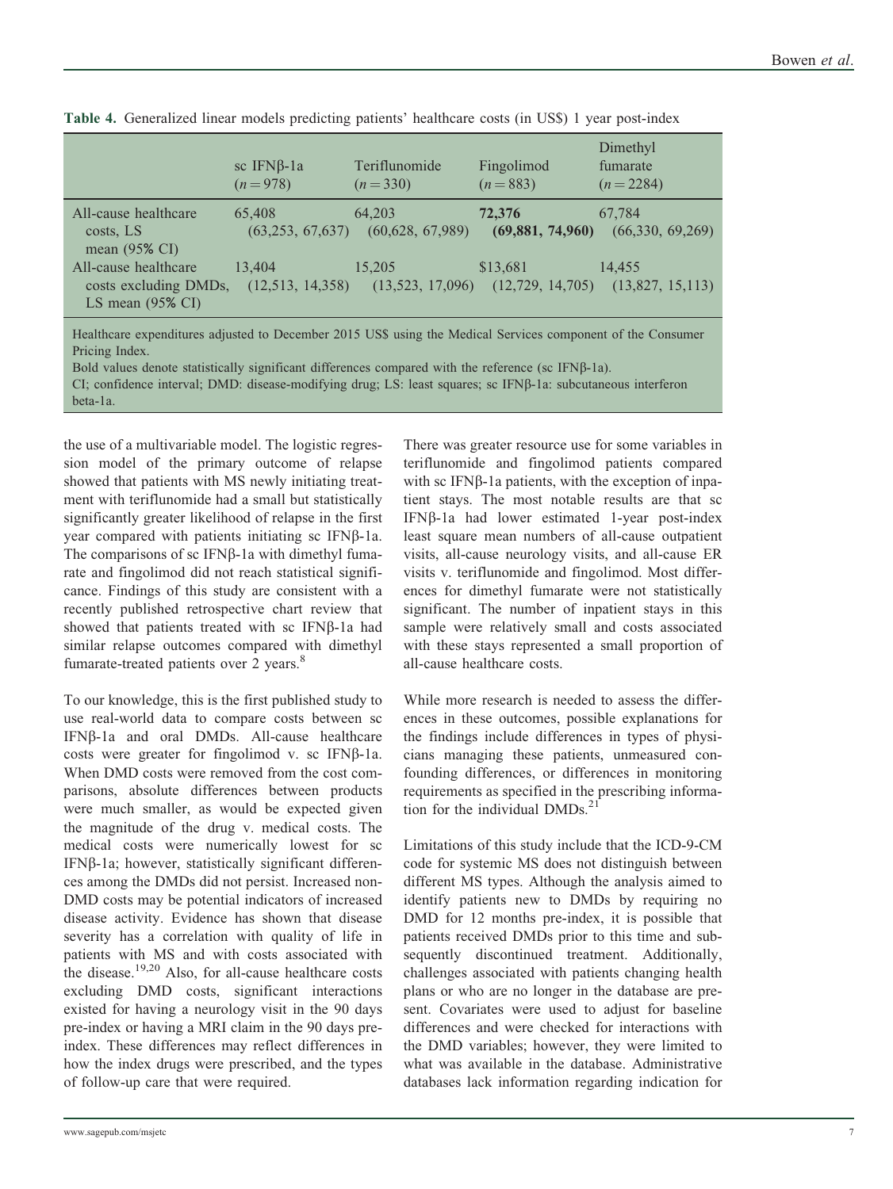**Table 4.** Generalized linear models predicting patients' healthcare costs (in US$) 1 year post-index

| | sc IFNβ-1a ($n=978$) | Teriflunomide ($n=330$) | Fingolimod ($n=883$) | Dimethyl fumarate ($n=2284$) |
|---|---|---|---|---|
| All-cause healthcare costs, LS mean (95% CI) | 65,408 (63,253, 67,637) | 64,203 (60,628, 67,989) | **72,376 (69,881, 74,960)** | 67,784 (66,330, 69,269) |
| All-cause healthcare costs excluding DMDs, LS mean (95% CI) | 13,404 (12,513, 14,358) | 15,205 (13,523, 17,096) | $13,681 (12,729, 14,705) | 14,455 (13,827, 15,113) |

Healthcare expenditures adjusted to December 2015 US$ using the Medical Services component of the Consumer Pricing Index.
Bold values denote statistically significant differences compared with the reference (sc IFNβ-1a).
CI; confidence interval; DMD: disease-modifying drug; LS: least squares; sc IFNβ-1a: subcutaneous interferon beta-1a.

the use of a multivariable model. The logistic regression model of the primary outcome of relapse showed that patients with MS newly initiating treatment with teriflunomide had a small but statistically significantly greater likelihood of relapse in the first year compared with patients initiating sc IFNβ-1a. The comparisons of sc IFNβ-1a with dimethyl fumarate and fingolimod did not reach statistical significance. Findings of this study are consistent with a recently published retrospective chart review that showed that patients treated with sc IFNβ-1a had similar relapse outcomes compared with dimethyl fumarate-treated patients over 2 years.[8]

To our knowledge, this is the first published study to use real-world data to compare costs between sc IFNβ-1a and oral DMDs. All-cause healthcare costs were greater for fingolimod v. sc IFNβ-1a. When DMD costs were removed from the cost comparisons, absolute differences between products were much smaller, as would be expected given the magnitude of the drug v. medical costs. The medical costs were numerically lowest for sc IFNβ-1a; however, statistically significant differences among the DMDs did not persist. Increased non-DMD costs may be potential indicators of increased disease activity. Evidence has shown that disease severity has a correlation with quality of life in patients with MS and with costs associated with the disease.[19,20] Also, for all-cause healthcare costs excluding DMD costs, significant interactions existed for having a neurology visit in the 90 days pre-index or having a MRI claim in the 90 days pre-index. These differences may reflect differences in how the index drugs were prescribed, and the types of follow-up care that were required.

There was greater resource use for some variables in teriflunomide and fingolimod patients compared with sc IFNβ-1a patients, with the exception of inpatient stays. The most notable results are that sc IFNβ-1a had lower estimated 1-year post-index least square mean numbers of all-cause outpatient visits, all-cause neurology visits, and all-cause ER visits v. teriflunomide and fingolimod. Most differences for dimethyl fumarate were not statistically significant. The number of inpatient stays in this sample were relatively small and costs associated with these stays represented a small proportion of all-cause healthcare costs.

While more research is needed to assess the differences in these outcomes, possible explanations for the findings include differences in types of physicians managing these patients, unmeasured confounding differences, or differences in monitoring requirements as specified in the prescribing information for the individual DMDs.[21]

Limitations of this study include that the ICD-9-CM code for systemic MS does not distinguish between different MS types. Although the analysis aimed to identify patients new to DMDs by requiring no DMD for 12 months pre-index, it is possible that patients received DMDs prior to this time and subsequently discontinued treatment. Additionally, challenges associated with patients changing health plans or who are no longer in the database are present. Covariates were used to adjust for baseline differences and were checked for interactions with the DMD variables; however, they were limited to what was available in the database. Administrative databases lack information regarding indication for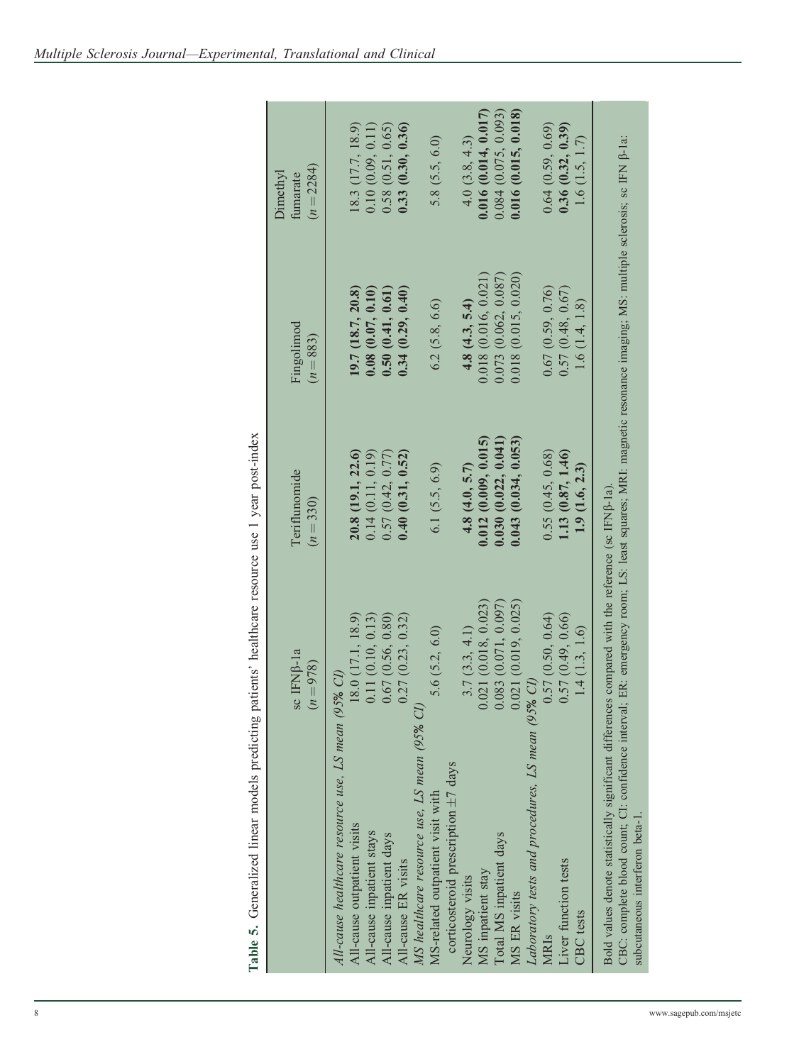**Table 5.** Generalized linear models predicting patients' healthcare resource use 1 year post-index

| | sc IFNβ-1a ($n = 978$) | Teriflunomide ($n = 330$) | Fingolimod ($n = 883$) | Dimethyl fumarate ($n = 2284$) |
|---|---|---|---|---|
| *All-cause healthcare resource use, LS mean (95% CI)* | | | | |
| All-cause outpatient visits | 18.0 (17.1, 18.9) | **20.8 (19.1, 22.6)** | **19.7 (18.7, 20.8)** | 18.3 (17.7, 18.9) |
| All-cause inpatient stays | 0.11 (0.10, 0.13) | 0.14 (0.11, 0.19) | **0.08 (0.07, 0.10)** | 0.10 (0.09, 0.11) |
| All-cause inpatient days | 0.67 (0.56, 0.80) | 0.57 (0.42, 0.77) | **0.50 (0.41, 0.61)** | 0.58 (0.51, 0.65) |
| All-cause ER visits | 0.27 (0.23, 0.32) | **0.40 (0.31, 0.52)** | **0.34 (0.29, 0.40)** | **0.33 (0.30, 0.36)** |
| *MS healthcare resource use, LS mean (95% CI)* | | | | |
| MS-related outpatient visit with corticosteroid prescription ±7 days | 5.6 (5.2, 6.0) | 6.1 (5.5, 6.9) | 6.2 (5.8, 6.6) | 5.8 (5.5, 6.0) |
| Neurology visits | 3.7 (3.3, 4.1) | **4.8 (4.0, 5.7)** | **4.8 (4.3, 5.4)** | 4.0 (3.8, 4.3) |
| MS inpatient stay | 0.021 (0.018, 0.023) | **0.012 (0.009, 0.015)** | 0.018 (0.016, 0.021) | **0.016 (0.014, 0.017)** |
| Total MS inpatient days | 0.083 (0.071, 0.097) | **0.030 (0.022, 0.041)** | 0.073 (0.062, 0.087) | 0.084 (0.075, 0.093) |
| MS ER visits | 0.021 (0.019, 0.025) | **0.043 (0.034, 0.053)** | 0.018 (0.015, 0.020) | **0.016 (0.015, 0.018)** |
| *Laboratory tests and procedures, LS mean (95% CI)* | | | | |
| MRIs | 0.57 (0.50, 0.64) | 0.55 (0.45, 0.68) | 0.67 (0.59, 0.76) | 0.64 (0.59, 0.69) |
| Liver function tests | 0.57 (0.49, 0.66) | **1.13 (0.87, 1.46)** | 0.57 (0.48, 0.67) | **0.36 (0.32, 0.39)** |
| CBC tests | 1.4 (1.3, 1.6) | **1.9 (1.6, 2.3)** | 1.6 (1.4, 1.8) | 1.6 (1.5, 1.7) |

Bold values denote statistically significant differences compared with the reference (sc IFNβ-1a).

CBC: complete blood count; CI: confidence interval; ER: emergency room; LS: least squares; MRI: magnetic resonance imaging; MS: multiple sclerosis; sc IFN β-1a: subcutaneous interferon beta-1.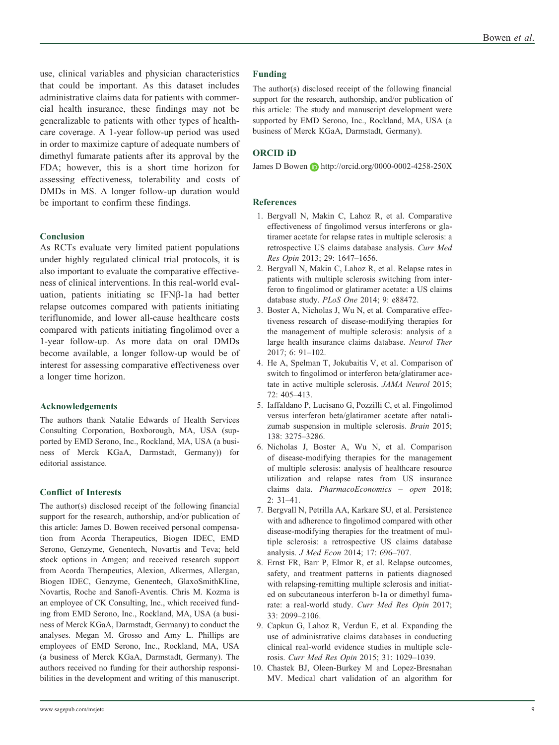use, clinical variables and physician characteristics that could be important. As this dataset includes administrative claims data for patients with commercial health insurance, these findings may not be generalizable to patients with other types of healthcare coverage. A 1-year follow-up period was used in order to maximize capture of adequate numbers of dimethyl fumarate patients after its approval by the FDA; however, this is a short time horizon for assessing effectiveness, tolerability and costs of DMDs in MS. A longer follow-up duration would be important to confirm these findings.

## Conclusion

As RCTs evaluate very limited patient populations under highly regulated clinical trial protocols, it is also important to evaluate the comparative effectiveness of clinical interventions. In this real-world evaluation, patients initiating sc IFNβ-1a had better relapse outcomes compared with patients initiating teriflunomide, and lower all-cause healthcare costs compared with patients initiating fingolimod over a 1-year follow-up. As more data on oral DMDs become available, a longer follow-up would be of interest for assessing comparative effectiveness over a longer time horizon.

## Acknowledgements

The authors thank Natalie Edwards of Health Services Consulting Corporation, Boxborough, MA, USA (supported by EMD Serono, Inc., Rockland, MA, USA (a business of Merck KGaA, Darmstadt, Germany)) for editorial assistance.

## Conflict of Interests

The author(s) disclosed receipt of the following financial support for the research, authorship, and/or publication of this article: James D. Bowen received personal compensation from Acorda Therapeutics, Biogen IDEC, EMD Serono, Genzyme, Genentech, Novartis and Teva; held stock options in Amgen; and received research support from Acorda Therapeutics, Alexion, Alkermes, Allergan, Biogen IDEC, Genzyme, Genentech, GlaxoSmithKline, Novartis, Roche and Sanofi-Aventis. Chris M. Kozma is an employee of CK Consulting, Inc., which received funding from EMD Serono, Inc., Rockland, MA, USA (a business of Merck KGaA, Darmstadt, Germany) to conduct the analyses. Megan M. Grosso and Amy L. Phillips are employees of EMD Serono, Inc., Rockland, MA, USA (a business of Merck KGaA, Darmstadt, Germany). The authors received no funding for their authorship responsibilities in the development and writing of this manuscript.

## Funding

The author(s) disclosed receipt of the following financial support for the research, authorship, and/or publication of this article: The study and manuscript development were supported by EMD Serono, Inc., Rockland, MA, USA (a business of Merck KGaA, Darmstadt, Germany).

## ORCID iD

James D Bowen http://orcid.org/0000-0002-4258-250X

## References

1. Bergvall N, Makin C, Lahoz R, et al. Comparative effectiveness of fingolimod versus interferons or glatiramer acetate for relapse rates in multiple sclerosis: a retrospective US claims database analysis. *Curr Med Res Opin* 2013; 29: 1647–1656.
2. Bergvall N, Makin C, Lahoz R, et al. Relapse rates in patients with multiple sclerosis switching from interferon to fingolimod or glatiramer acetate: a US claims database study. *PLoS One* 2014; 9: e88472.
3. Boster A, Nicholas J, Wu N, et al. Comparative effectiveness research of disease-modifying therapies for the management of multiple sclerosis: analysis of a large health insurance claims database. *Neurol Ther* 2017; 6: 91–102.
4. He A, Spelman T, Jokubaitis V, et al. Comparison of switch to fingolimod or interferon beta/glatiramer acetate in active multiple sclerosis. *JAMA Neurol* 2015; 72: 405–413.
5. Iaffaldano P, Lucisano G, Pozzilli C, et al. Fingolimod versus interferon beta/glatiramer acetate after natalizumab suspension in multiple sclerosis. *Brain* 2015; 138: 3275–3286.
6. Nicholas J, Boster A, Wu N, et al. Comparison of disease-modifying therapies for the management of multiple sclerosis: analysis of healthcare resource utilization and relapse rates from US insurance claims data. *PharmacoEconomics – open* 2018; 2: 31–41.
7. Bergvall N, Petrilla AA, Karkare SU, et al. Persistence with and adherence to fingolimod compared with other disease-modifying therapies for the treatment of multiple sclerosis: a retrospective US claims database analysis. *J Med Econ* 2014; 17: 696–707.
8. Ernst FR, Barr P, Elmor R, et al. Relapse outcomes, safety, and treatment patterns in patients diagnosed with relapsing-remitting multiple sclerosis and initiated on subcutaneous interferon b-1a or dimethyl fumarate: a real-world study. *Curr Med Res Opin* 2017; 33: 2099–2106.
9. Capkun G, Lahoz R, Verdun E, et al. Expanding the use of administrative claims databases in conducting clinical real-world evidence studies in multiple sclerosis. *Curr Med Res Opin* 2015; 31: 1029–1039.
10. Chastek BJ, Oleen-Burkey M and Lopez-Bresnahan MV. Medical chart validation of an algorithm for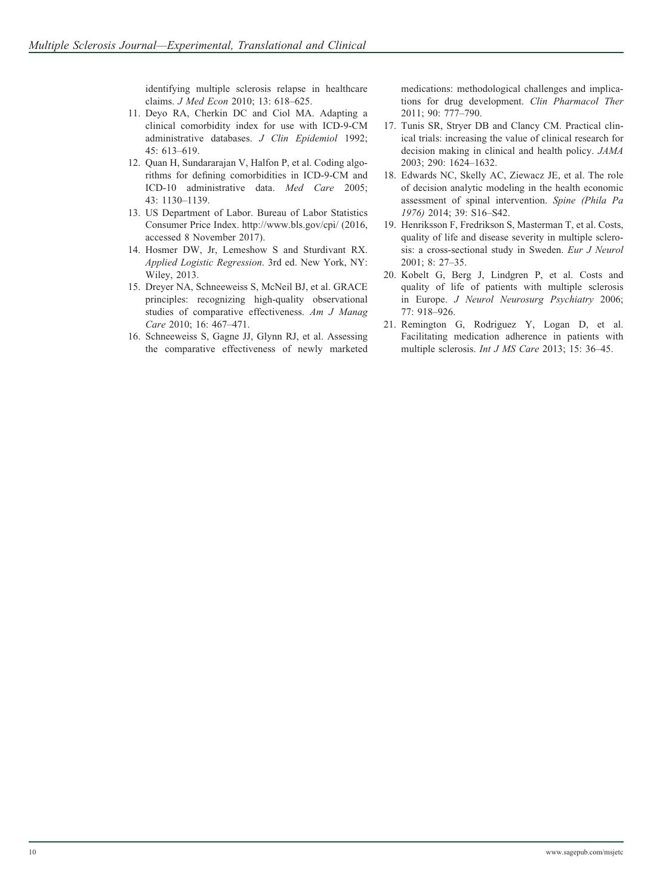identifying multiple sclerosis relapse in healthcare claims. *J Med Econ* 2010; 13: 618–625.

11. Deyo RA, Cherkin DC and Ciol MA. Adapting a clinical comorbidity index for use with ICD-9-CM administrative databases. *J Clin Epidemiol* 1992; 45: 613–619.
12. Quan H, Sundararajan V, Halfon P, et al. Coding algorithms for defining comorbidities in ICD-9-CM and ICD-10 administrative data. *Med Care* 2005; 43: 1130–1139.
13. US Department of Labor. Bureau of Labor Statistics Consumer Price Index. http://www.bls.gov/cpi/ (2016, accessed 8 November 2017).
14. Hosmer DW, Jr, Lemeshow S and Sturdivant RX. *Applied Logistic Regression*. 3rd ed. New York, NY: Wiley, 2013.
15. Dreyer NA, Schneeweiss S, McNeil BJ, et al. GRACE principles: recognizing high-quality observational studies of comparative effectiveness. *Am J Manag Care* 2010; 16: 467–471.
16. Schneeweiss S, Gagne JJ, Glynn RJ, et al. Assessing the comparative effectiveness of newly marketed medications: methodological challenges and implications for drug development. *Clin Pharmacol Ther* 2011; 90: 777–790.
17. Tunis SR, Stryer DB and Clancy CM. Practical clinical trials: increasing the value of clinical research for decision making in clinical and health policy. *JAMA* 2003; 290: 1624–1632.
18. Edwards NC, Skelly AC, Ziewacz JE, et al. The role of decision analytic modeling in the health economic assessment of spinal intervention. *Spine (Phila Pa 1976)* 2014; 39: S16–S42.
19. Henriksson F, Fredrikson S, Masterman T, et al. Costs, quality of life and disease severity in multiple sclerosis: a cross-sectional study in Sweden. *Eur J Neurol* 2001; 8: 27–35.
20. Kobelt G, Berg J, Lindgren P, et al. Costs and quality of life of patients with multiple sclerosis in Europe. *J Neurol Neurosurg Psychiatry* 2006; 77: 918–926.
21. Remington G, Rodriguez Y, Logan D, et al. Facilitating medication adherence in patients with multiple sclerosis. *Int J MS Care* 2013; 15: 36–45.